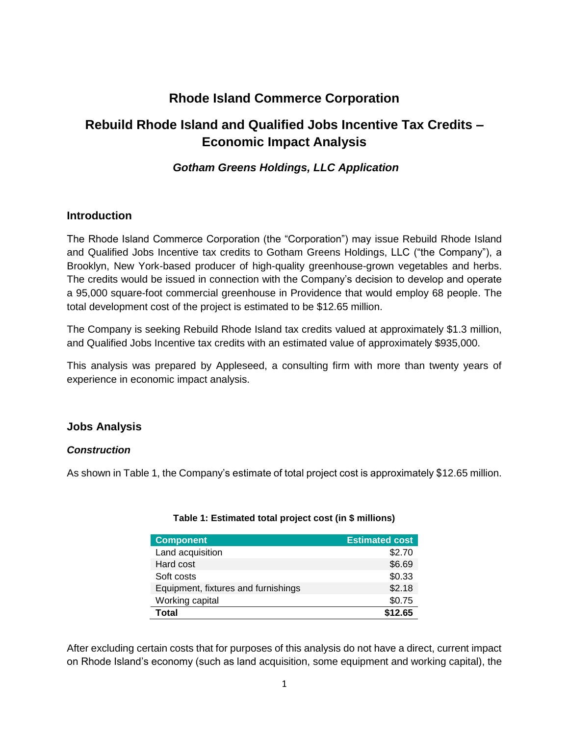# Rhode Island Commerce Corporation

## Rebuild Rhode Island and Qualified Jobs Incentive Tax Credits – Economic Impact Analysis

### *Gotham Greens Holdings, LLC Application*

## Introduction

The Rhode Island Commerce Corporation (the "Corporation") may issue Rebuild Rhode Island and Qualified Jobs Incentive tax credits to Gotham Greens Holdings, LLC ("the Company"), a Brooklyn, New York-based producer of high-quality greenhouse-grown vegetables and herbs. The credits would be issued in connection with the Company's decision to develop and operate a 95,000 square-foot commercial greenhouse in Providence that would employ 68 people. The total development cost of the project is estimated to be $12.65 million.

The Company is seeking Rebuild Rhode Island tax credits valued at approximately $1.3 million, and Qualified Jobs Incentive tax credits with an estimated value of approximately $935,000.

This analysis was prepared by Appleseed, a consulting firm with more than twenty years of experience in economic impact analysis.

## Jobs Analysis

### *Construction*

As shown in Table 1, the Company's estimate of total project cost is approximately $12.65 million.

**Table 1: Estimated total project cost (in $ millions)**

| Component | Estimated cost |
|---|---|
| Land acquisition | $2.70 |
| Hard cost | $6.69 |
| Soft costs | $0.33 |
| Equipment, fixtures and furnishings | $2.18 |
| Working capital | $0.75 |
| **Total** | **$12.65** |

After excluding certain costs that for purposes of this analysis do not have a direct, current impact on Rhode Island's economy (such as land acquisition, some equipment and working capital), the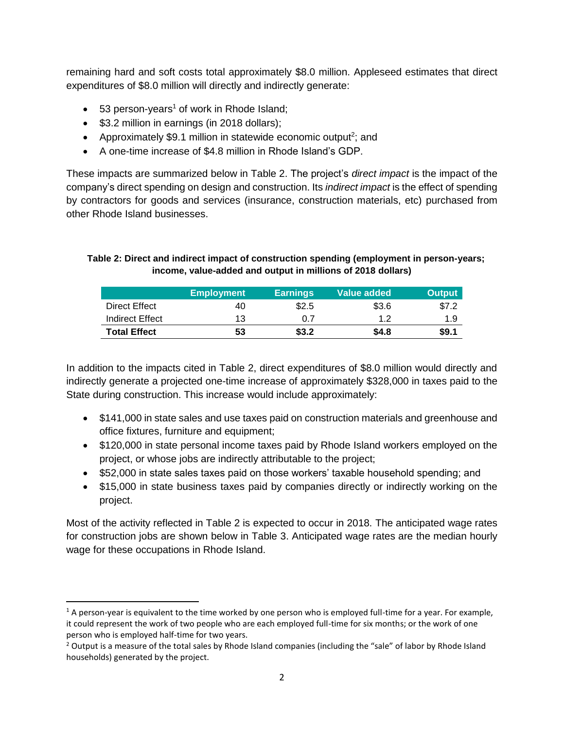remaining hard and soft costs total approximately $8.0 million. Appleseed estimates that direct expenditures of $8.0 million will directly and indirectly generate:

- 53 person-years[1] of work in Rhode Island;
- $3.2 million in earnings (in 2018 dollars);
- Approximately $9.1 million in statewide economic output[2]; and
- A one-time increase of $4.8 million in Rhode Island's GDP.

These impacts are summarized below in Table 2. The project's *direct impact* is the impact of the company's direct spending on design and construction. Its *indirect impact* is the effect of spending by contractors for goods and services (insurance, construction materials, etc) purchased from other Rhode Island businesses.

**Table 2: Direct and indirect impact of construction spending (employment in person-years; income, value-added and output in millions of 2018 dollars)**

| | Employment | Earnings | Value added | Output |
|---|---|---|---|---|
| Direct Effect | 40 | $2.5 | $3.6 | $7.2 |
| Indirect Effect | 13 | 0.7 | 1.2 | 1.9 |
| **Total Effect** | **53** | **$3.2** | **$4.8** | **$9.1** |

In addition to the impacts cited in Table 2, direct expenditures of $8.0 million would directly and indirectly generate a projected one-time increase of approximately $328,000 in taxes paid to the State during construction. This increase would include approximately:

- $141,000 in state sales and use taxes paid on construction materials and greenhouse and office fixtures, furniture and equipment;
- $120,000 in state personal income taxes paid by Rhode Island workers employed on the project, or whose jobs are indirectly attributable to the project;
- $52,000 in state sales taxes paid on those workers' taxable household spending; and
- $15,000 in state business taxes paid by companies directly or indirectly working on the project.

Most of the activity reflected in Table 2 is expected to occur in 2018. The anticipated wage rates for construction jobs are shown below in Table 3. Anticipated wage rates are the median hourly wage for these occupations in Rhode Island.

---

[1] A person-year is equivalent to the time worked by one person who is employed full-time for a year. For example, it could represent the work of two people who are each employed full-time for six months; or the work of one person who is employed half-time for two years.

[2] Output is a measure of the total sales by Rhode Island companies (including the "sale" of labor by Rhode Island households) generated by the project.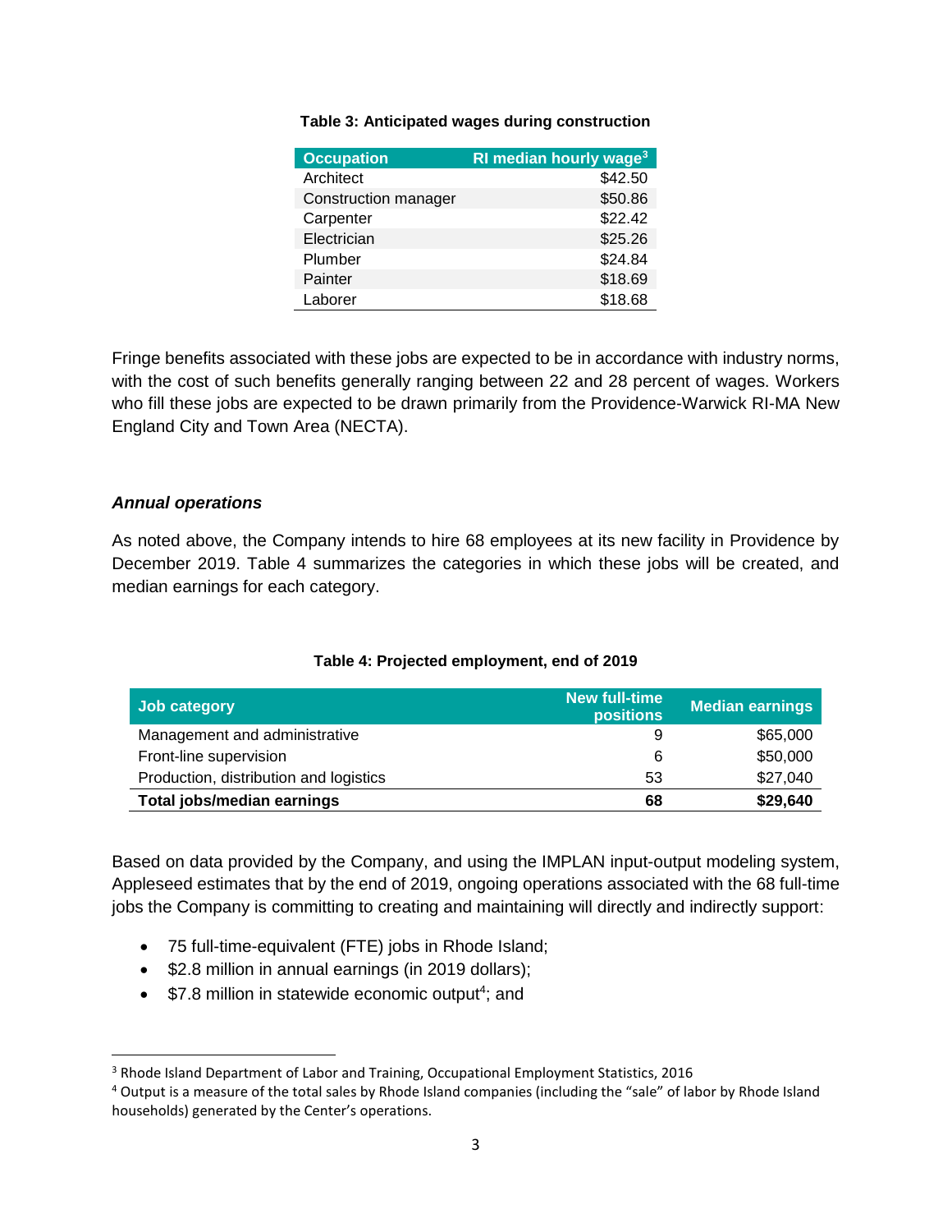**Table 3: Anticipated wages during construction**

| Occupation | RI median hourly wage[3] |
|---|---|
| Architect | $42.50 |
| Construction manager | $50.86 |
| Carpenter | $22.42 |
| Electrician | $25.26 |
| Plumber | $24.84 |
| Painter | $18.69 |
| Laborer | $18.68 |

Fringe benefits associated with these jobs are expected to be in accordance with industry norms, with the cost of such benefits generally ranging between 22 and 28 percent of wages. Workers who fill these jobs are expected to be drawn primarily from the Providence-Warwick RI-MA New England City and Town Area (NECTA).

### *Annual operations*

As noted above, the Company intends to hire 68 employees at its new facility in Providence by December 2019. Table 4 summarizes the categories in which these jobs will be created, and median earnings for each category.

**Table 4: Projected employment, end of 2019**

| Job category | New full-time positions | Median earnings |
|---|---|---|
| Management and administrative | 9 | $65,000 |
| Front-line supervision | 6 | $50,000 |
| Production, distribution and logistics | 53 | $27,040 |
| **Total jobs/median earnings** | **68** | **$29,640** |

Based on data provided by the Company, and using the IMPLAN input-output modeling system, Appleseed estimates that by the end of 2019, ongoing operations associated with the 68 full-time jobs the Company is committing to creating and maintaining will directly and indirectly support:

- 75 full-time-equivalent (FTE) jobs in Rhode Island;
- $2.8 million in annual earnings (in 2019 dollars);
- $7.8 million in statewide economic output[4]; and

[3] Rhode Island Department of Labor and Training, Occupational Employment Statistics, 2016

[4] Output is a measure of the total sales by Rhode Island companies (including the "sale" of labor by Rhode Island households) generated by the Center's operations.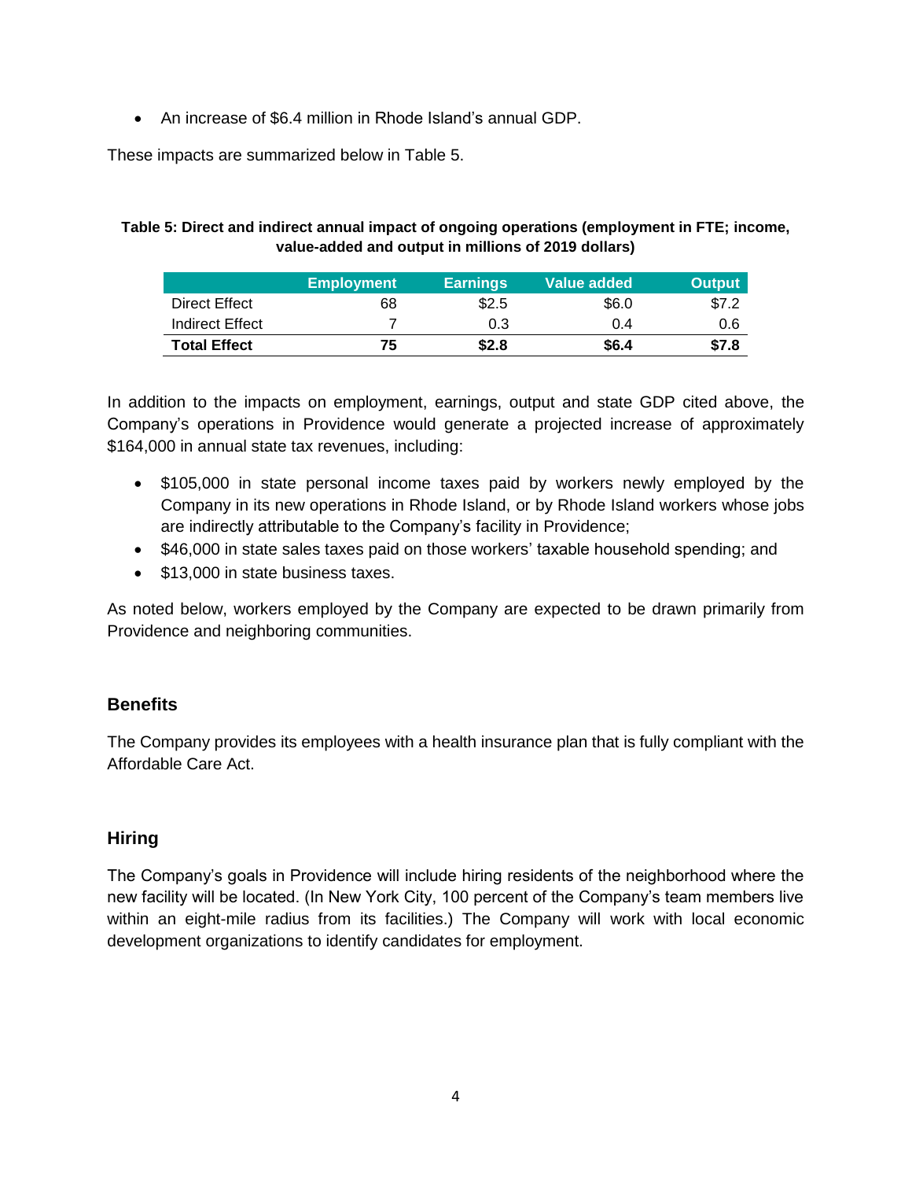- An increase of $6.4 million in Rhode Island’s annual GDP.

These impacts are summarized below in Table 5.

**Table 5: Direct and indirect annual impact of ongoing operations (employment in FTE; income, value-added and output in millions of 2019 dollars)**

| | Employment | Earnings | Value added | Output |
|---|---|---|---|---|
| Direct Effect | 68 | $2.5 | $6.0 | $7.2 |
| Indirect Effect | 7 | 0.3 | 0.4 | 0.6 |
| **Total Effect** | **75** | **$2.8** | **$6.4** | **$7.8** |

In addition to the impacts on employment, earnings, output and state GDP cited above, the Company’s operations in Providence would generate a projected increase of approximately $164,000 in annual state tax revenues, including:

- $105,000 in state personal income taxes paid by workers newly employed by the Company in its new operations in Rhode Island, or by Rhode Island workers whose jobs are indirectly attributable to the Company’s facility in Providence;
- $46,000 in state sales taxes paid on those workers’ taxable household spending; and
- $13,000 in state business taxes.

As noted below, workers employed by the Company are expected to be drawn primarily from Providence and neighboring communities.

## Benefits

The Company provides its employees with a health insurance plan that is fully compliant with the Affordable Care Act.

## Hiring

The Company’s goals in Providence will include hiring residents of the neighborhood where the new facility will be located. (In New York City, 100 percent of the Company’s team members live within an eight-mile radius from its facilities.) The Company will work with local economic development organizations to identify candidates for employment.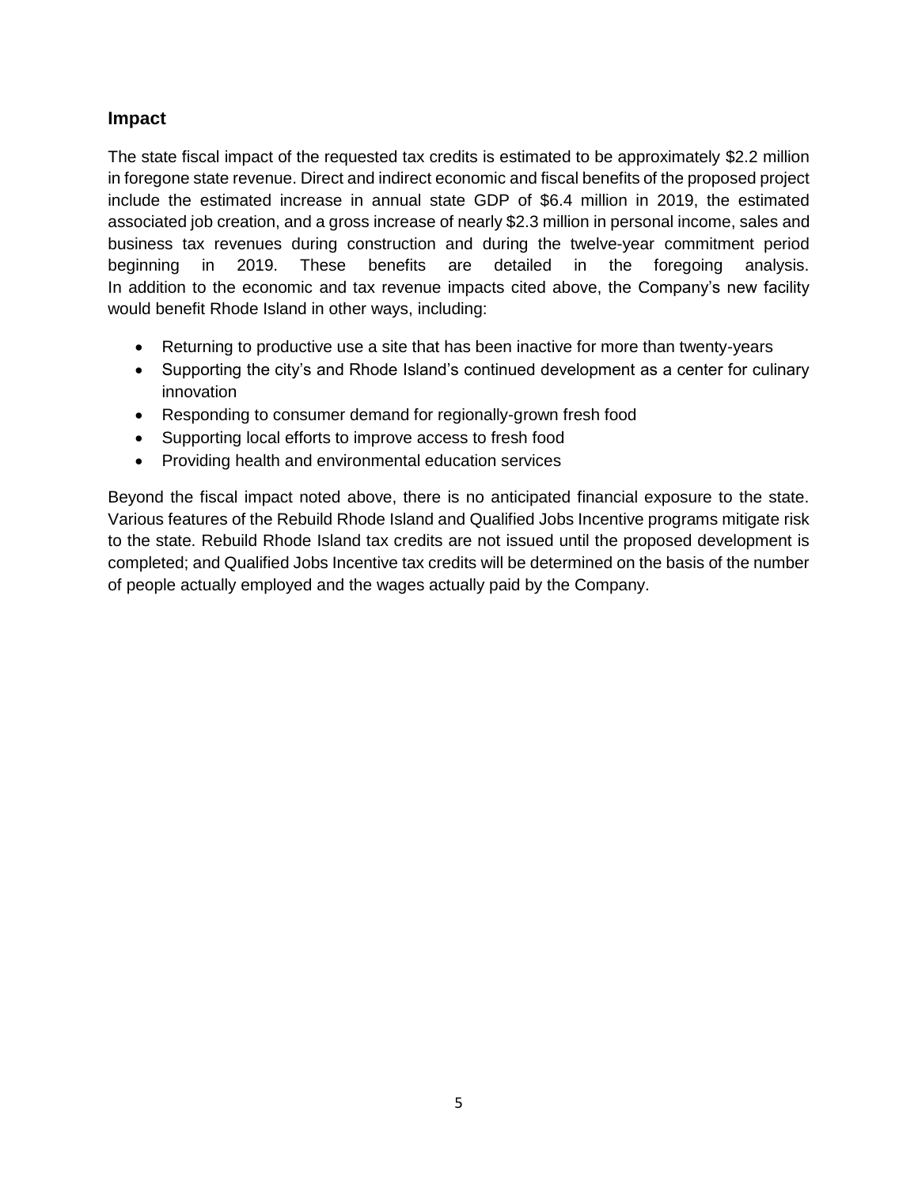## Impact

The state fiscal impact of the requested tax credits is estimated to be approximately $2.2 million in foregone state revenue. Direct and indirect economic and fiscal benefits of the proposed project include the estimated increase in annual state GDP of $6.4 million in 2019, the estimated associated job creation, and a gross increase of nearly $2.3 million in personal income, sales and business tax revenues during construction and during the twelve-year commitment period beginning in 2019. These benefits are detailed in the foregoing analysis.
In addition to the economic and tax revenue impacts cited above, the Company's new facility would benefit Rhode Island in other ways, including:

- Returning to productive use a site that has been inactive for more than twenty-years
- Supporting the city's and Rhode Island's continued development as a center for culinary innovation
- Responding to consumer demand for regionally-grown fresh food
- Supporting local efforts to improve access to fresh food
- Providing health and environmental education services

Beyond the fiscal impact noted above, there is no anticipated financial exposure to the state. Various features of the Rebuild Rhode Island and Qualified Jobs Incentive programs mitigate risk to the state. Rebuild Rhode Island tax credits are not issued until the proposed development is completed; and Qualified Jobs Incentive tax credits will be determined on the basis of the number of people actually employed and the wages actually paid by the Company.